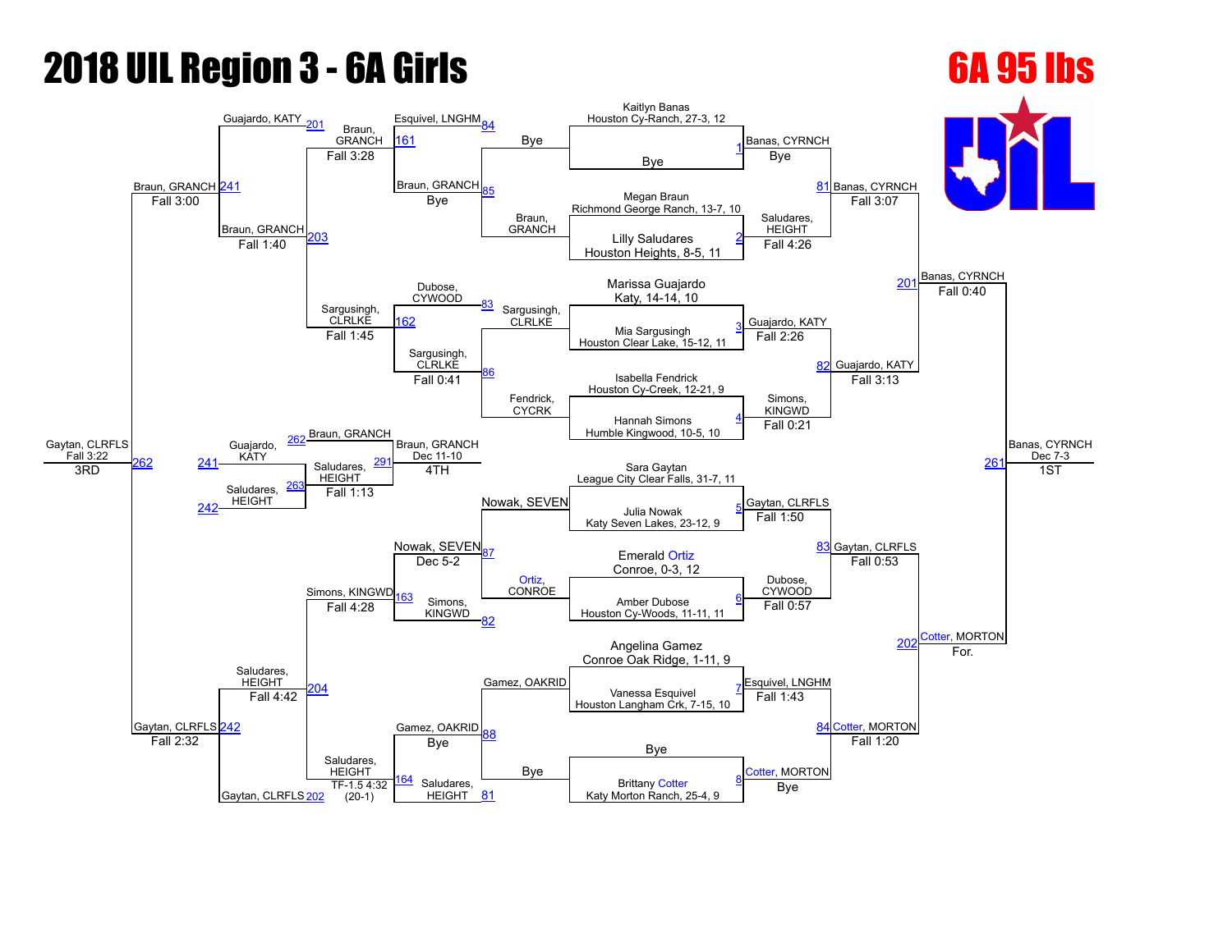# 2018 UIL Region 3 - 6A Girls

## 6A 95 lbs

### Championship Bracket

**First Round**

- Match 1: Kaitlyn Banas, Houston Cy-Ranch, 27-3, 12 vs. Bye — Banas, CYRNCH (Bye)
- Match 2: Megan Braun, Richmond George Ranch, 13-7, 10 vs. Lilly Saludares, Houston Heights, 8-5, 11 — Saludares, HEIGHT (Fall 4:26)
- Match 3: Marissa Guajardo, Katy, 14-14, 10 vs. Mia Sargusingh, Houston Clear Lake, 15-12, 11 — Guajardo, KATY (Fall 2:26)
- Match 4: Isabella Fendrick, Houston Cy-Creek, 12-21, 9 vs. Hannah Simons, Humble Kingwood, 10-5, 10 — Simons, KINGWD (Fall 0:21)
- Match 5: Sara Gaytan, League City Clear Falls, 31-7, 11 vs. Julia Nowak, Katy Seven Lakes, 23-12, 9 — Gaytan, CLRFLS (Fall 1:50)
- Match 6: Emerald Ortiz, Conroe, 0-3, 12 vs. Amber Dubose, Houston Cy-Woods, 11-11, 11 — Dubose, CYWOOD (Fall 0:57)
- Match 7: Angelina Gamez, Conroe Oak Ridge, 1-11, 9 vs. Vanessa Esquivel, Houston Langham Crk, 7-15, 10 — Esquivel, LNGHM (Fall 1:43)
- Match 8: Bye vs. Brittany Cotter, Katy Morton Ranch, 25-4, 9 — Cotter, MORTON (Bye)

**Quarterfinals**

- Match 81: Banas, CYRNCH vs. Saludares, HEIGHT — Banas, CYRNCH (Fall 3:07)
- Match 82: Guajardo, KATY vs. Simons, KINGWD — Guajardo, KATY (Fall 3:13)
- Match 83: Gaytan, CLRFLS vs. Dubose, CYWOOD — Gaytan, CLRFLS (Fall 0:53)
- Match 84: Esquivel, LNGHM vs. Cotter, MORTON — Cotter, MORTON (Fall 1:20)

**Semifinals**

- Match 201: Banas, CYRNCH vs. Guajardo, KATY — Banas, CYRNCH (Fall 0:40)
- Match 202: Gaytan, CLRFLS vs. Cotter, MORTON — Cotter, MORTON (For.)

**Final**

- Match 261: Banas, CYRNCH vs. Cotter, MORTON — Banas, CYRNCH (Dec 7-3) — 1ST

### Consolation Bracket

**Consolation Round 1**

- Match 84: Bye vs. Braun, GRANCH — Braun, GRANCH (Bye)
- Match 83: Sargusingh, CLRLKE vs. Fendrick, CYCRK — Sargusingh, CLRLKE
- Match 87: Nowak, SEVEN vs. Ortiz, CONROE — Nowak, SEVEN
- Match 88: Gamez, OAKRID vs. Bye — Gamez, OAKRID (Bye)

**Consolation Round 2**

- Match 161: Esquivel, LNGHM vs. Braun, GRANCH — Braun, GRANCH (Bye)
- Match 162: Dubose, CYWOOD vs. Sargusingh, CLRLKE — Sargusingh, CLRLKE (Fall 0:41)
- Match 163: Nowak, SEVEN vs. Simons, KINGWD — Nowak, SEVEN (Dec 5-2)
- Match 164: Gamez, OAKRID vs. Saludares, HEIGHT — Gamez, OAKRID (Bye)

**Consolation Round 3**

- Match 203: Braun, GRANCH vs. Sargusingh, CLRLKE — Braun, GRANCH (Fall 3:28); Sargusingh, CLRLKE (Fall 1:45)
- Match 204: Simons, KINGWD vs. Saludares, HEIGHT — Simons, KINGWD (Fall 4:28); Saludares, HEIGHT (TF-1.5 4:32 (20-1))

**Consolation Semifinals**

- Match 241: Guajardo, KATY vs. Braun, GRANCH — Braun, GRANCH (Fall 1:40)
- Match 242: Saludares, HEIGHT vs. Gaytan, CLRFLS — Saludares, HEIGHT (Fall 4:42)

**3rd Place**

- Match 262: Braun, GRANCH (Fall 3:00) vs. Gaytan, CLRFLS (Fall 2:32) — Gaytan, CLRFLS (Fall 3:22) — 3RD

**4th Place**

- Match 263: Guajardo, KATY vs. Saludares, HEIGHT — Saludares, HEIGHT (Fall 1:13)
- Match 291: Braun, GRANCH vs. Saludares, HEIGHT — Braun, GRANCH (Dec 11-10) — 4TH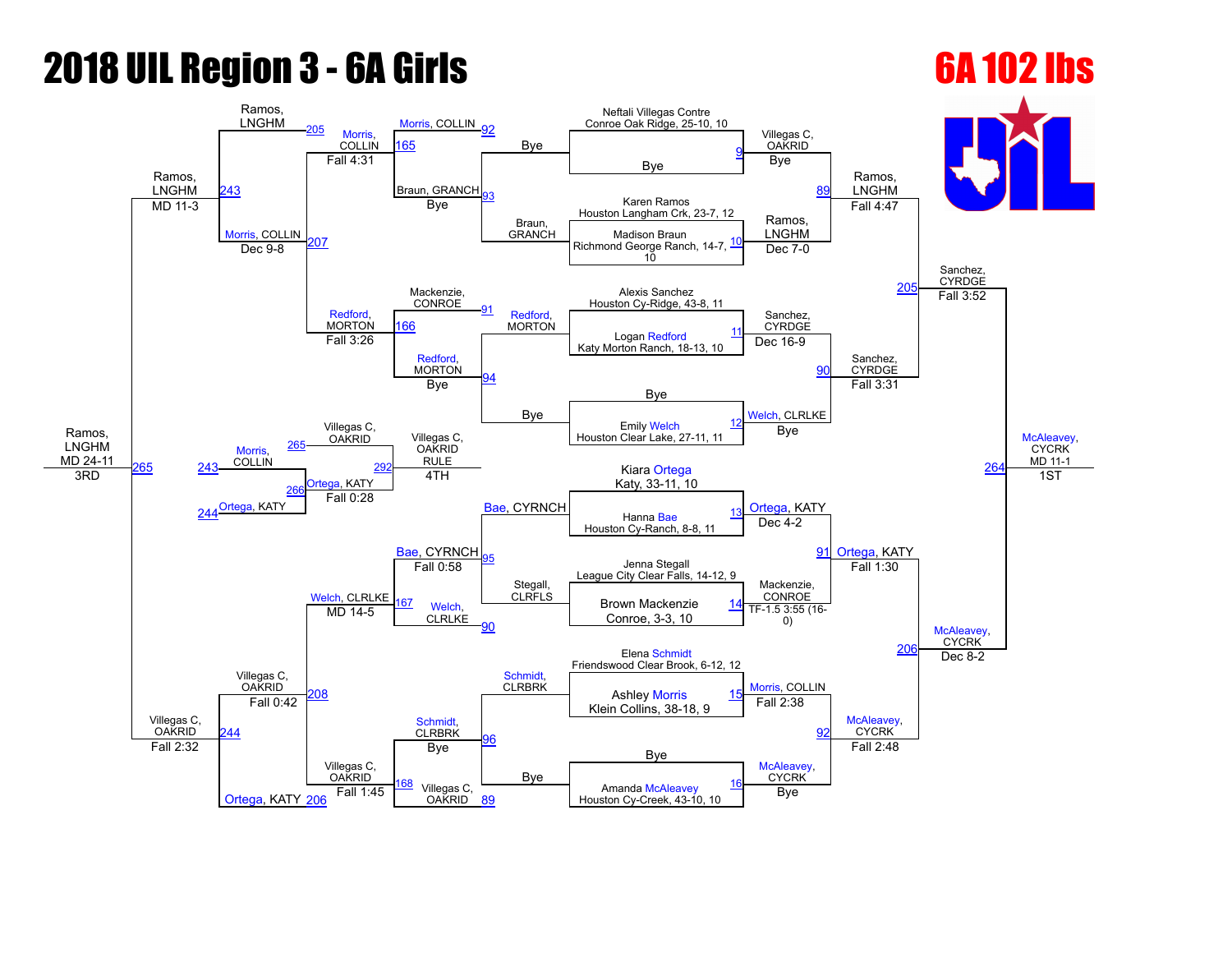# 2018 UIL Region 3 - 6A Girls

## 6A 102 lbs

### Championship Bracket

**First Round**

| Bout | Wrestler | Opponent | Result |
|---|---|---|---|
| 9 | Neftali Villegas Contre, Conroe Oak Ridge, 25-10, 10 | Bye | Villegas C, OAKRID — Bye |
| 10 | Karen Ramos, Houston Langham Crk, 23-7, 12 | Madison Braun, Richmond George Ranch, 14-7, 10 | Ramos, LNGHM — Dec 7-0 |
| 11 | Alexis Sanchez, Houston Cy-Ridge, 43-8, 11 | Logan Redford, Katy Morton Ranch, 18-13, 10 | Sanchez, CYRDGE — Dec 16-9 |
| 12 | Bye | Emily Welch, Houston Clear Lake, 27-11, 11 | Welch, CLRLKE — Bye |
| 13 | Kiara Ortega, Katy, 33-11, 10 | Hanna Bae, Houston Cy-Ranch, 8-8, 11 | Ortega, KATY — Dec 4-2 |
| 14 | Jenna Stegall, League City Clear Falls, 14-12, 9 | Brown Mackenzie, Conroe, 3-3, 10 | Mackenzie, CONROE — TF-1.5 3:55 (16-0) |
| 15 | Elena Schmidt, Friendswood Clear Brook, 6-12, 12 | Ashley Morris, Klein Collins, 38-18, 9 | Morris, COLLIN — Fall 2:38 |
| 16 | Bye | Amanda McAleavey, Houston Cy-Creek, 43-10, 10 | McAleavey, CYCRK — Bye |

**Quarterfinals**

| Bout | Wrestler | Opponent | Result |
|---|---|---|---|
| 89 | Villegas C, OAKRID | Ramos, LNGHM | Ramos, LNGHM — Fall 4:47 |
| 90 | Sanchez, CYRDGE | Welch, CLRLKE | Sanchez, CYRDGE — Fall 3:31 |
| 91 | Ortega, KATY | Mackenzie, CONROE | Ortega, KATY — Fall 1:30 |
| 92 | Morris, COLLIN | McAleavey, CYCRK | McAleavey, CYCRK — Fall 2:48 |

**Semifinals**

| Bout | Wrestler | Opponent | Result |
|---|---|---|---|
| 205 | Ramos, LNGHM | Sanchez, CYRDGE | Sanchez, CYRDGE — Fall 3:52 |
| 206 | Ortega, KATY | McAleavey, CYCRK | McAleavey, CYCRK — Dec 8-2 |

**1st Place Match**

| Bout | Wrestler | Opponent | Result |
|---|---|---|---|
| 264 | Sanchez, CYRDGE | McAleavey, CYCRK | McAleavey, CYCRK — MD 11-1 — 1ST |

### Consolation Bracket

**Consolation First Round**

| Bout | Wrestler | Opponent | Result |
|---|---|---|---|
| 93 | Braun, GRANCH | Bye | Braun, GRANCH — Bye |
| 94 | Redford, MORTON | Bye | Redford, MORTON — Bye |
| 95 | Bae, CYRNCH | Stegall, CLRFLS | Bae, CYRNCH — Fall 0:58 |
| 96 | Schmidt, CLRBRK | Bye | Schmidt, CLRBRK — Bye |

**Consolation Second Round**

| Bout | Wrestler | Opponent | Result |
|---|---|---|---|
| 165 | Morris, COLLIN | Braun, GRANCH | Morris, COLLIN — Fall 4:31 |
| 166 | Mackenzie, CONROE | Redford, MORTON | Redford, MORTON — Fall 3:26 |
| 167 | Bae, CYRNCH | Welch, CLRLKE | Welch, CLRLKE — MD 14-5 |
| 168 | Schmidt, CLRBRK | Villegas C, OAKRID | Villegas C, OAKRID — Fall 1:45 |

**Consolation Quarterfinals**

| Bout | Wrestler | Opponent | Result |
|---|---|---|---|
| 207 | Morris, COLLIN | Redford, MORTON | Morris, COLLIN — Dec 9-8 |
| 208 | Welch, CLRLKE | Villegas C, OAKRID | Villegas C, OAKRID — Fall 0:42 |

**Consolation Semifinals**

| Bout | Wrestler | Opponent | Result |
|---|---|---|---|
| 243 | Ramos, LNGHM | Morris, COLLIN | Ramos, LNGHM — MD 11-3 |
| 244 | Villegas C, OAKRID | Ortega, KATY | Villegas C, OAKRID — Fall 2:32 |

**3rd Place Match**

| Bout | Wrestler | Opponent | Result |
|---|---|---|---|
| 265 | Ramos, LNGHM | Villegas C, OAKRID | Ramos, LNGHM — MD 24-11 — 3RD |

**5th Place Match**

| Bout | Wrestler | Opponent | Result |
|---|---|---|---|
| 266 | Morris, COLLIN | Ortega, KATY | Ortega, KATY — Fall 0:28 |

**4th Place:** Villegas C, OAKRID — RULE (292)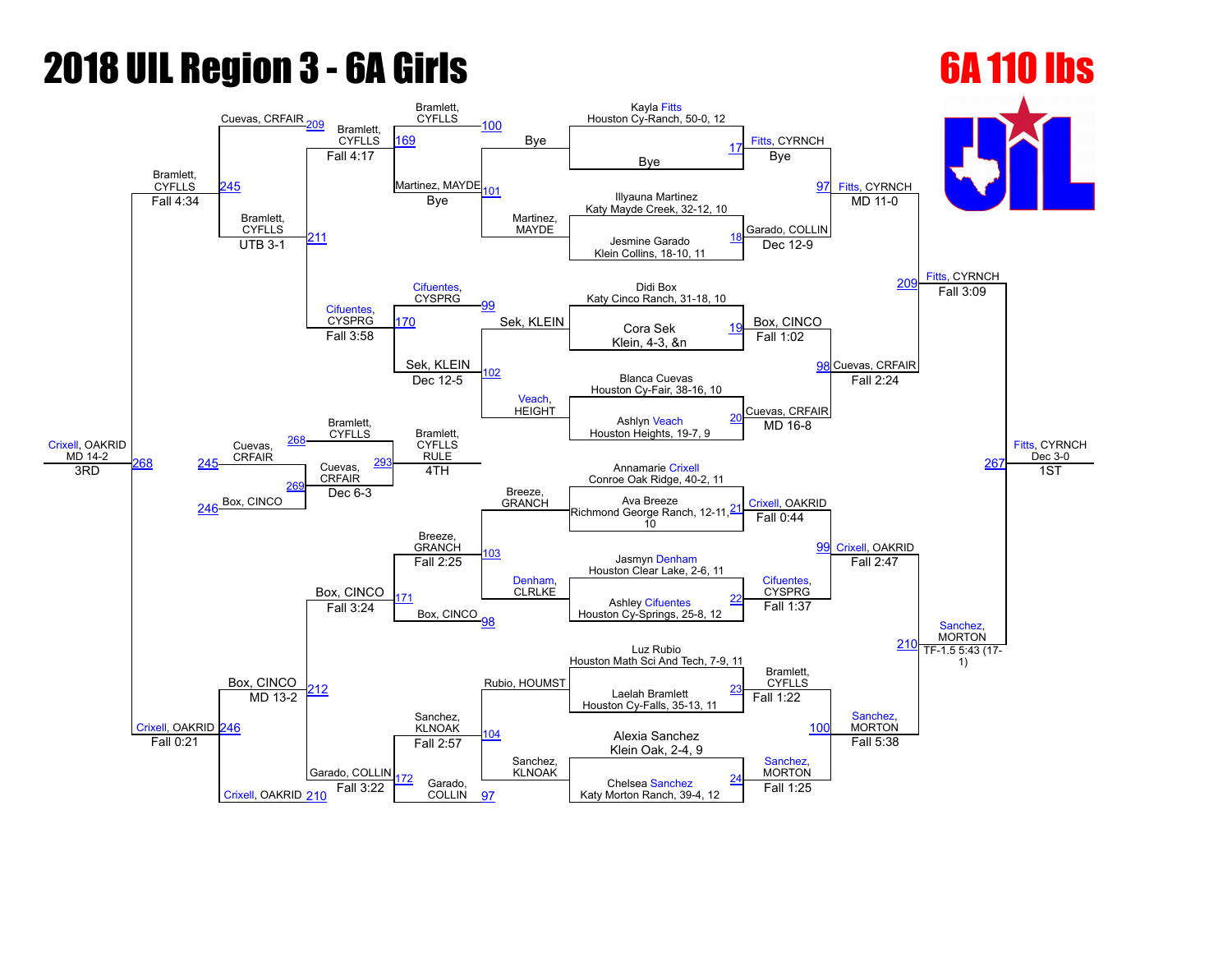# 2018 UIL Region 3 - 6A Girls

## 6A 110 lbs

### Championship Bracket

**First Round**

| Bout | Wrestler 1 | Wrestler 2 | Winner | Result |
|---|---|---|---|---|
| 17 | Kayla Fitts, Houston Cy-Ranch, 50-0, 12 | Bye | Fitts, CYRNCH | Bye |
| 18 | Illyauna Martinez, Katy Mayde Creek, 32-12, 10 | Jesmine Garado, Klein Collins, 18-10, 11 | Garado, COLLIN | Dec 12-9 |
| 19 | Didi Box, Katy Cinco Ranch, 31-18, 10 | Cora Sek, Klein, 4-3, &n | Box, CINCO | Fall 1:02 |
| 20 | Blanca Cuevas, Houston Cy-Fair, 38-16, 10 | Ashlyn Veach, Houston Heights, 19-7, 9 | Cuevas, CRFAIR | MD 16-8 |
| 21 | Annamarie Crixell, Conroe Oak Ridge, 40-2, 11 | Ava Breeze, Richmond George Ranch, 12-11, 10 | Crixell, OAKRID | Fall 0:44 |
| 22 | Jasmyn Denham, Houston Clear Lake, 2-6, 11 | Ashley Cifuentes, Houston Cy-Springs, 25-8, 12 | Cifuentes, CYSPRG | Fall 1:37 |
| 23 | Luz Rubio, Houston Math Sci And Tech, 7-9, 11 | Laelah Bramlett, Houston Cy-Falls, 35-13, 11 | Bramlett, CYFLLS | Fall 1:22 |
| 24 | Alexia Sanchez, Klein Oak, 2-4, 9 | Chelsea Sanchez, Katy Morton Ranch, 39-4, 12 | Sanchez, MORTON | Fall 1:25 |

**Quarterfinals**

| Bout | Winner | Result |
|---|---|---|
| 97 | Fitts, CYRNCH | MD 11-0 |
| 98 | Cuevas, CRFAIR | Fall 2:24 |
| 99 | Crixell, OAKRID | Fall 2:47 |
| 100 | Sanchez, MORTON | Fall 5:38 |

**Semifinals**

| Bout | Winner | Result |
|---|---|---|
| 209 | Fitts, CYRNCH | Fall 3:09 |
| 210 | Sanchez, MORTON | TF-1.5 5:43 (17-1) |

**Final (1st Place)**

| Bout | Winner | Result |
|---|---|---|
| 267 | Fitts, CYRNCH | Dec 3-0 (1ST) |

### Consolation Bracket

**Consolation Round 1**

| Bout | Wrestler 1 | Wrestler 2 | Winner | Result |
|---|---|---|---|---|
| 101 | Martinez, MAYDE | Bye | Martinez, MAYDE | Bye |
| 100 | Bramlett, CYFLLS | Bye | Bramlett, CYFLLS | — |
| 99 | Cifuentes, CYSPRG | Sek, KLEIN | — | — |
| 102 | Sek, KLEIN | Veach, HEIGHT | Sek, KLEIN | Dec 12-5 |
| 103 | Breeze, GRANCH | Denham, CLRLKE | Breeze, GRANCH | Fall 2:25 |
| 98 | Box, CINCO | — | — | — |
| 104 | Rubio, HOUMST | Sanchez, KLNOAK | Sanchez, KLNOAK | Fall 2:57 |
| 97 | Garado, COLLIN | — | — | — |

**Consolation Round 2**

| Bout | Wrestler 1 | Wrestler 2 | Winner | Result |
|---|---|---|---|---|
| 169 | Bramlett, CYFLLS | Martinez, MAYDE | Bramlett, CYFLLS | Fall 4:17 |
| 170 | Cifuentes, CYSPRG | Sek, KLEIN | Cifuentes, CYSPRG | Fall 3:58 |
| 171 | Breeze, GRANCH | Box, CINCO | Box, CINCO | Fall 3:24 |
| 172 | Sanchez, KLNOAK | Garado, COLLIN | Garado, COLLIN | Fall 3:22 |

**Consolation Quarterfinals**

| Bout | Wrestler 1 | Wrestler 2 | Winner | Result |
|---|---|---|---|---|
| 211 | Cuevas, CRFAIR (209) | Bramlett, CYFLLS | Bramlett, CYFLLS | UTB 3-1 |
| 212 | Box, CINCO | Garado, COLLIN | Box, CINCO | MD 13-2 |

**Consolation Semifinals**

| Bout | Wrestler 1 | Wrestler 2 | Winner | Result |
|---|---|---|---|---|
| 245 | Bramlett, CYFLLS | Cifuentes, CYSPRG | Bramlett, CYFLLS | Fall 4:34 |
| 246 | Box, CINCO | Crixell, OAKRID (210) | Crixell, OAKRID | Fall 0:21 |

**3rd Place**

| Bout | Winner | Result |
|---|---|---|
| 268 | Crixell, OAKRID | MD 14-2 (3RD) |

**5th Place / 4th Place Match**

| Bout | Wrestler 1 | Wrestler 2 | Winner | Result |
|---|---|---|---|---|
| 268 | Bramlett, CYFLLS | — | — | — |
| 269 | Cuevas, CRFAIR (245) | Box, CINCO (246) | Cuevas, CRFAIR | Dec 6-3 |
| 293 | Bramlett, CYFLLS | Cuevas, CRFAIR | Bramlett, CYFLLS | RULE (4TH) |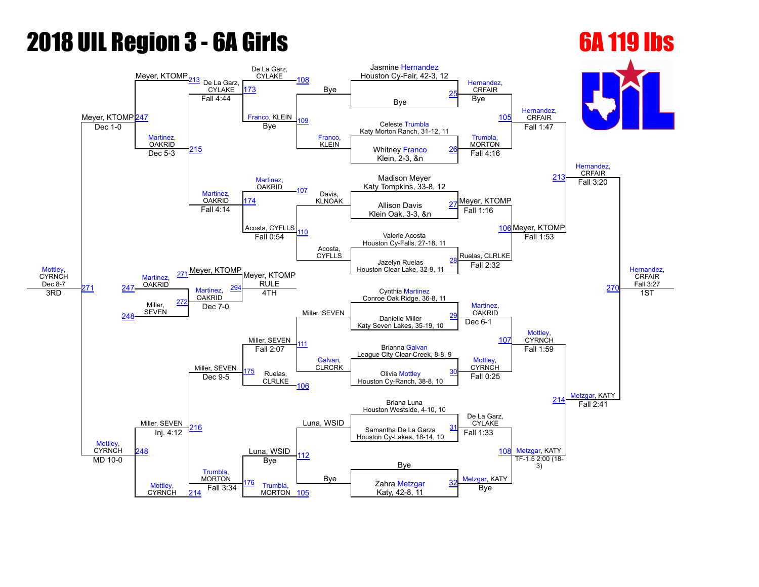# 2018 UIL Region 3 - 6A Girls

## 6A 119 lbs

### Championship Bracket

**First Round**

| Bout | Wrestler 1 | Wrestler 2 | Winner | Result |
|---|---|---|---|---|
| 25 | Jasmine Hernandez, Houston Cy-Fair, 42-3, 12 | Bye | Hernandez, CRFAIR | Bye |
| 26 | Celeste Trumbla, Katy Morton Ranch, 31-12, 11 | Whitney Franco, Klein, 2-3, &n | Trumbla, MORTON | Fall 4:16 |
| 27 | Madison Meyer, Katy Tompkins, 33-8, 12 | Allison Davis, Klein Oak, 3-3, &n | Meyer, KTOMP | Fall 1:16 |
| 28 | Valerie Acosta, Houston Cy-Falls, 27-18, 11 | Jazelyn Ruelas, Houston Clear Lake, 32-9, 11 | Ruelas, CLRLKE | Fall 2:32 |
| 29 | Cynthia Martinez, Conroe Oak Ridge, 36-8, 11 | Danielle Miller, Katy Seven Lakes, 35-19, 10 | Martinez, OAKRID | Dec 6-1 |
| 30 | Brianna Galvan, League City Clear Creek, 8-8, 9 | Olivia Mottley, Houston Cy-Ranch, 38-8, 10 | Mottley, CYRNCH | Fall 0:25 |
| 31 | Briana Luna, Houston Westside, 4-10, 10 | Samantha De La Garza, Houston Cy-Lakes, 18-14, 10 | De La Garz, CYLAKE | Fall 1:33 |
| 32 | Bye | Zahra Metzgar, Katy, 42-8, 11 | Metzgar, KATY | Bye |

**Quarterfinals**

| Bout | Winner | Result |
|---|---|---|
| 105 | Hernandez, CRFAIR | Fall 1:47 |
| 106 | Meyer, KTOMP | Fall 1:53 |
| 107 | Mottley, CYRNCH | Fall 1:59 |
| 108 | Metzgar, KATY | TF-1.5 2:00 (18-3) |

**Semifinals**

| Bout | Winner | Result |
|---|---|---|
| 213 | Hernandez, CRFAIR | Fall 3:20 |
| 214 | Metzgar, KATY | Fall 2:41 |

**Final**

| Bout | Winner | Result | Place |
|---|---|---|---|
| 270 | Hernandez, CRFAIR | Fall 3:27 | 1ST |

### Consolation Bracket

**Consolation First Round**

| Bout | Wrestler 1 | Wrestler 2 | Winner | Result |
|---|---|---|---|---|
| 108 | De La Garz, CYLAKE | Bye | De La Garz, CYLAKE | |
| 109 | Bye | Franco, KLEIN | Franco, KLEIN | Bye |
| 107 | Martinez, OAKRID | Davis, KLNOAK | Martinez, OAKRID | |
| 110 | Acosta, CYFLLS | | Acosta, CYFLLS | Fall 0:54 |
| 111 | Miller, SEVEN | Galvan, CLRCRK | Miller, SEVEN | Fall 2:07 |
| 106 | Ruelas, CLRLKE | | | |
| 112 | Luna, WSID | Bye | Luna, WSID | Bye |
| 105 | Trumbla, MORTON | | | |

**Consolation Second Round**

| Bout | Winner | Result |
|---|---|---|
| 173 | De La Garz, CYLAKE | Fall 4:44 |
| 174 | Martinez, OAKRID | Fall 4:14 |
| 175 | Miller, SEVEN | Dec 9-5 |
| 176 | Trumbla, MORTON | Fall 3:34 |

**Consolation Third Round**

| Bout | Winner | Result |
|---|---|---|
| 213 | Meyer, KTOMP | |
| 215 | Martinez, OAKRID | Dec 5-3 |
| 216 | Miller, SEVEN | Inj. 4:12 |
| 214 | Mottley, CYRNCH | |

**Consolation Semifinals**

| Bout | Winner | Result |
|---|---|---|
| 247 | Meyer, KTOMP | Dec 1-0 |
| 248 | Mottley, CYRNCH | MD 10-0 |

**3rd Place**

| Bout | Winner | Result | Place |
|---|---|---|---|
| 271 | Mottley, CYRNCH | Dec 8-7 | 3RD |

**5th Place**

| Bout | Wrestler 1 | Wrestler 2 | Winner | Result |
|---|---|---|---|---|
| 272 | Martinez, OAKRID (247) | Miller, SEVEN (248) | Martinez, OAKRID | Dec 7-0 |

**4th Place**

| Bout | Wrestler 1 | Wrestler 2 | Winner | Result | Place |
|---|---|---|---|---|---|
| 294 | Meyer, KTOMP (271) | Martinez, OAKRID (272) | Meyer, KTOMP | RULE | 4TH |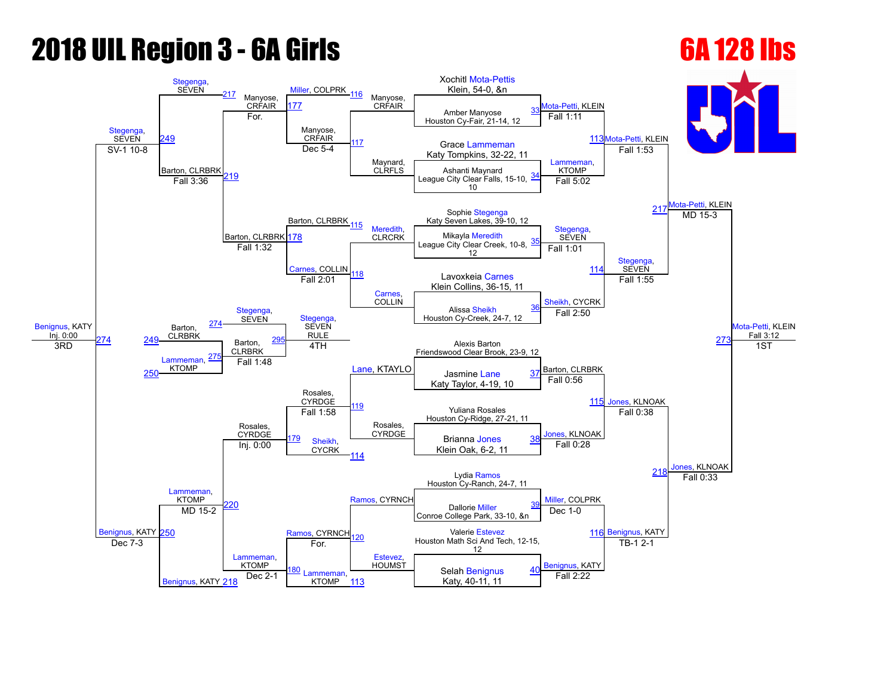# 2018 UIL Region 3 - 6A Girls

## 6A 128 lbs

### Championship Bracket

**Seeds / First Round**

- Xochitl Mota-Pettis, Klein, 54-0, &n
- Amber Manyose, Houston Cy-Fair, 21-14, 12 — Bout 33: Mota-Petti, KLEIN, Fall 1:11
- Grace Lammeman, Katy Tompkins, 32-22, 11
- Ashanti Maynard, League City Clear Falls, 15-10, 10 — Bout 34: Lammeman, KTOMP, Fall 5:02
- Sophie Stegenga, Katy Seven Lakes, 39-10, 12
- Mikayla Meredith, League City Clear Creek, 10-8, 12 — Bout 35: Stegenga, SEVEN, Fall 1:01
- Lavoxkeia Carnes, Klein Collins, 36-15, 11
- Alissa Sheikh, Houston Cy-Creek, 24-7, 12 — Bout 36: Sheikh, CYCRK, Fall 2:50
- Alexis Barton, Friendswood Clear Brook, 23-9, 12
- Jasmine Lane, Katy Taylor, 4-19, 10 — Bout 37: Barton, CLRBRK, Fall 0:56
- Yuliana Rosales, Houston Cy-Ridge, 27-21, 11
- Brianna Jones, Klein Oak, 6-2, 11 — Bout 38: Jones, KLNOAK, Fall 0:28
- Lydia Ramos, Houston Cy-Ranch, 24-7, 11
- Dallorie Miller, Conroe College Park, 33-10, &n — Bout 39: Miller, COLPRK, Dec 1-0
- Valerie Estevez, Houston Math Sci And Tech, 12-15, 12
- Selah Benignus, Katy, 40-11, 11 — Bout 40: Benignus, KATY, Fall 2:22

**Quarterfinals**

- Bout 113: Mota-Petti, KLEIN, Fall 1:53
- Bout 114: Stegenga, SEVEN, Fall 1:55
- Bout 115: Jones, KLNOAK, Fall 0:38
- Bout 116: Benignus, KATY, TB-1 2-1

**Semifinals**

- Bout 217: Mota-Petti, KLEIN, MD 15-3
- Bout 218: Jones, KLNOAK, Fall 0:33

**Final**

- Bout 273: Mota-Petti, KLEIN, Fall 3:12 — 1ST

### Consolation Bracket

**Consolation Round 1**

- Bout 116: Manyose, CRFAIR over Maynard, CLRFLS
- Bout 115: Barton, CLRBRK over Meredith, CLRCRK
- Bout 118: Carnes, COLLIN over Lane, KTAYLO
- Bout 119: Rosales, CYRDGE over Ramos, CYRNCH (Rosales, CYRDGE)
- Bout 120: Ramos, CYRNCH over Estevez, HOUMST

**Consolation Round 2**

- Bout 117: Manyose, CRFAIR vs Miller, COLPRK — Manyose, CRFAIR, Dec 5-4
- Bout 178: Barton, CLRBRK vs Carnes, COLLIN — Carnes, COLLIN, Fall 2:01 (Barton, CLRBRK)
- Bout 114: Sheikh, CYCRK vs Rosales, CYRDGE — Rosales, CYRDGE, Fall 1:58
- Bout 113: Lammeman, KTOMP vs Ramos, CYRNCH — Ramos, CYRNCH, For.

**Consolation Round 3**

- Bout 177: Manyose, CRFAIR
- Bout 178: Barton, CLRBRK, Fall 1:32
- Bout 179: Rosales, CYRDGE, Inj. 0:00
- Bout 180: Lammeman, KTOMP, Dec 2-1

**Consolation Round 4**

- Bout 217: Stegenga, SEVEN vs Manyose, CRFAIR — Manyose, CRFAIR, For.
- Bout 219: Barton, CLRBRK, Fall 3:36
- Bout 220: Lammeman, KTOMP vs Rosales, CYRDGE — Lammeman, KTOMP
- Bout 218: Benignus, KATY

**Consolation Semifinals**

- Bout 249: Stegenga, SEVEN, SV-1 10-8 (vs Barton, CLRBRK)
- Bout 250: Benignus, KATY, Dec 7-3 (vs Lammeman, KTOMP, MD 15-2)

**3rd Place**

- Bout 274: Benignus, KATY, Inj. 0:00 — 3RD (vs Stegenga, SEVEN)

**5th Place**

- Bout 249: Barton, CLRBRK
- Bout 250: Lammeman, KTOMP
- Bout 275: Barton, CLRBRK, Fall 1:48

**4th Place**

- Bout 274: Stegenga, SEVEN
- Bout 295: Stegenga, SEVEN, RULE — 4TH (vs Barton, CLRBRK)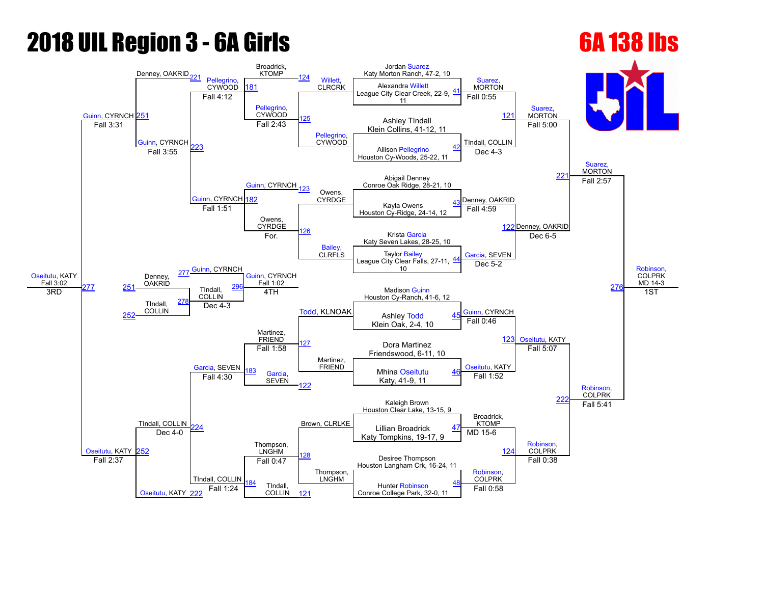# 2018 UIL Region 3 - 6A Girls

## 6A 138 lbs

### Championship Bracket — First Round

| Bout | Wrestler 1 | Wrestler 2 | Winner | Result |
|---|---|---|---|---|
| 41 | Jordan Suarez, Katy Morton Ranch, 47-2, 10 | Alexandra Willett, League City Clear Creek, 22-9, 11 | Suarez, MORTON | Fall 0:55 |
| 42 | Ashley TIndall, Klein Collins, 41-12, 11 | Allison Pellegrino, Houston Cy-Woods, 25-22, 11 | TIndall, COLLIN | Dec 4-3 |
| 43 | Abigail Denney, Conroe Oak Ridge, 28-21, 10 | Kayla Owens, Houston Cy-Ridge, 24-14, 12 | Denney, OAKRID | Fall 4:59 |
| 44 | Krista Garcia, Katy Seven Lakes, 28-25, 10 | Taylor Bailey, League City Clear Falls, 27-11, 10 | Garcia, SEVEN | Dec 5-2 |
| 45 | Madison Guinn, Houston Cy-Ranch, 41-6, 12 | Ashley Todd, Klein Oak, 2-4, 10 | Guinn, CYRNCH | Fall 0:46 |
| 46 | Dora Martinez, Friendswood, 6-11, 10 | Mhina Oseitutu, Katy, 41-9, 11 | Oseitutu, KATY | Fall 1:52 |
| 47 | Kaleigh Brown, Houston Clear Lake, 13-15, 9 | Lillian Broadrick, Katy Tompkins, 19-17, 9 | Broadrick, KTOMP | MD 15-6 |
| 48 | Desiree Thompson, Houston Langham Crk, 16-24, 11 | Hunter Robinson, Conroe College Park, 32-0, 11 | Robinson, COLPRK | Fall 0:58 |

### Championship Quarterfinals

| Bout | Wrestler 1 | Wrestler 2 | Winner | Result |
|---|---|---|---|---|
| 121 | Suarez, MORTON | TIndall, COLLIN | Suarez, MORTON | Fall 5:00 |
| 122 | Denney, OAKRID | Garcia, SEVEN | Denney, OAKRID | Dec 6-5 |
| 123 | Guinn, CYRNCH | Oseitutu, KATY | Oseitutu, KATY | Fall 5:07 |
| 124 | Broadrick, KTOMP | Robinson, COLPRK | Robinson, COLPRK | Fall 0:38 |

### Championship Semifinals

| Bout | Wrestler 1 | Wrestler 2 | Winner | Result |
|---|---|---|---|---|
| 221 | Suarez, MORTON | Denney, OAKRID | Suarez, MORTON | Fall 2:57 |
| 222 | Oseitutu, KATY | Robinson, COLPRK | Robinson, COLPRK | Fall 5:41 |

### Championship Final

| Bout | Wrestler 1 | Wrestler 2 | Winner | Result |
|---|---|---|---|---|
| 276 | Suarez, MORTON | Robinson, COLPRK | Robinson, COLPRK | MD 14-3 — 1ST |

### Consolation Bracket

| Bout | Wrestler 1 | Wrestler 2 | Winner | Result |
|---|---|---|---|---|
| 124 | Broadrick, KTOMP | Willett, CLRCRK | Willett, CLRCRK | |
| 125 | Pellegrino, CYWOOD | | Pellegrino, CYWOOD | |
| 126 | Owens, CYRDGE | Bailey, CLRFLS | Owens, CYRDGE | For. |
| 127 | Todd, KLNOAK | Martinez, FRIEND | Martinez, FRIEND | Fall 1:58 |
| 128 | Brown, CLRLKE | Thompson, LNGHM | Thompson, LNGHM | Fall 0:47 |
| 123 | Guinn, CYRNCH | Owens, CYRDGE | Guinn, CYRNCH | |
| 122 | Martinez, FRIEND | Garcia, SEVEN | Garcia, SEVEN | |
| 121 | Thompson, LNGHM | TIndall, COLLIN | TIndall, COLLIN | |
| 181 | Broadrick, KTOMP | Pellegrino, CYWOOD | Pellegrino, CYWOOD | Fall 2:43 |
| 182 | Guinn, CYRNCH | Owens, CYRDGE | Guinn, CYRNCH | Fall 1:51 |
| 183 | Martinez, FRIEND | Garcia, SEVEN | Garcia, SEVEN | Fall 4:30 |
| 184 | Thompson, LNGHM | TIndall, COLLIN | TIndall, COLLIN | Fall 1:24 |
| 221 | Denney, OAKRID | Pellegrino, CYWOOD | Denney, OAKRID | Fall 4:12 |
| 223 | Guinn, CYRNCH | Pellegrino, CYWOOD | Guinn, CYRNCH | Fall 3:55 |
| 224 | TIndall, COLLIN | Garcia, SEVEN | TIndall, COLLIN | Dec 4-0 |
| 222 | Oseitutu, KATY | TIndall, COLLIN | Oseitutu, KATY | Fall 2:37 |
| 251 | Denney, OAKRID | Guinn, CYRNCH | Guinn, CYRNCH | Fall 3:31 |
| 252 | TIndall, COLLIN | Oseitutu, KATY | Oseitutu, KATY | |
| 277 | Guinn, CYRNCH | Oseitutu, KATY | Oseitutu, KATY | Fall 3:02 — 3RD |
| 278 | Denney, OAKRID | TIndall, COLLIN | TIndall, COLLIN | Dec 4-3 |
| 296 | Guinn, CYRNCH | TIndall, COLLIN | Guinn, CYRNCH | Fall 1:02 — 4TH |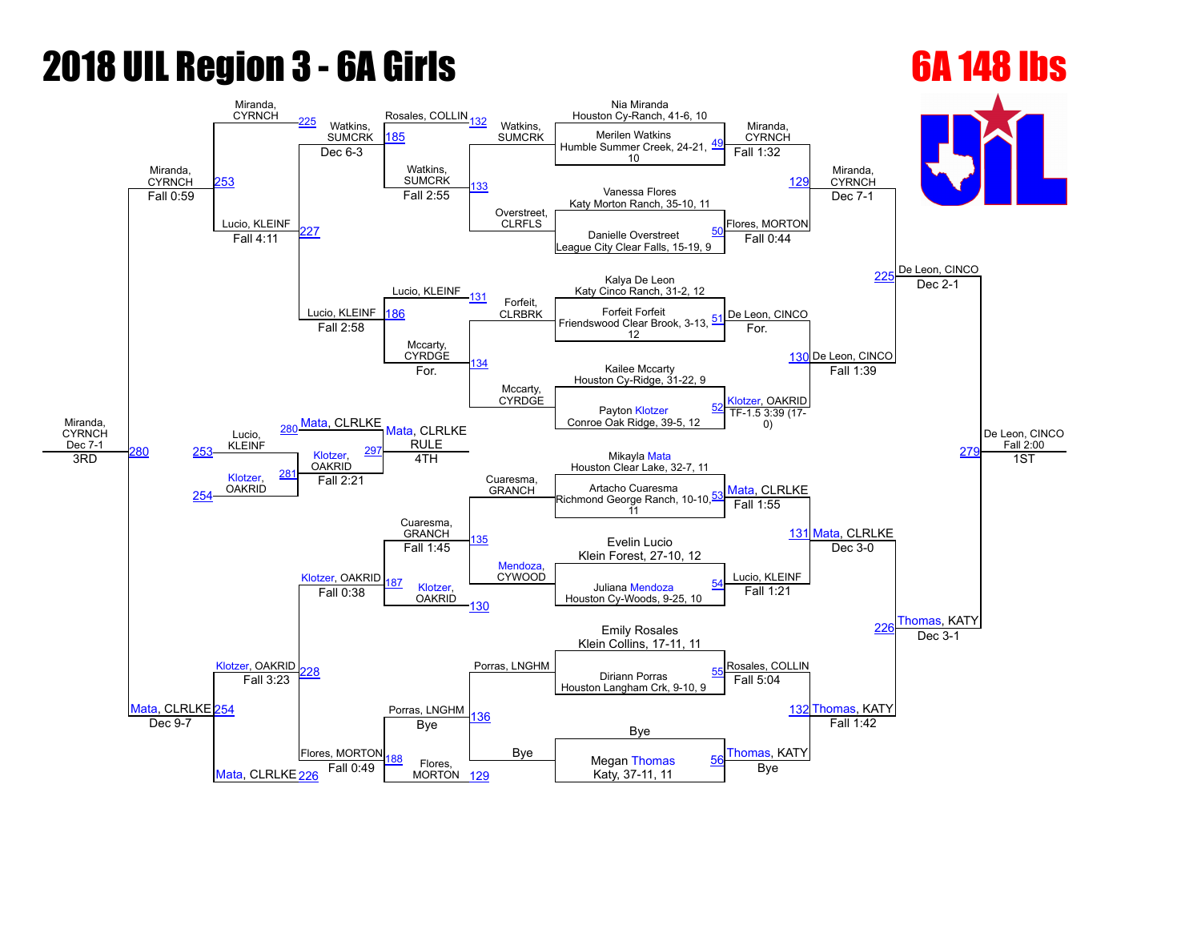# 2018 UIL Region 3 - 6A Girls

# 6A 148 lbs

## Championship Bracket

**First Round**

| Bout | Wrestler | Opponent | Winner | Result |
|---|---|---|---|---|
| 49 | Nia Miranda, Houston Cy-Ranch, 41-6, 10 | Merilen Watkins, Humble Summer Creek, 24-21, 10 | Miranda, CYRNCH | Fall 1:32 |
| 50 | Vanessa Flores, Katy Morton Ranch, 35-10, 11 | Danielle Overstreet, League City Clear Falls, 15-19, 9 | Flores, MORTON | Fall 0:44 |
| 51 | Kalya De Leon, Katy Cinco Ranch, 31-2, 12 | Forfeit Forfeit, Friendswood Clear Brook, 3-13, 12 | De Leon, CINCO | For. |
| 52 | Kailee Mccarty, Houston Cy-Ridge, 31-22, 9 | Payton Klotzer, Conroe Oak Ridge, 39-5, 12 | Klotzer, OAKRID | TF-1.5 3:39 (17-0) |
| 53 | Mikayla Mata, Houston Clear Lake, 32-7, 11 | Artacho Cuaresma, Richmond George Ranch, 10-10, 11 | Mata, CLRLKE | Fall 1:55 |
| 54 | Evelin Lucio, Klein Forest, 27-10, 12 | Juliana Mendoza, Houston Cy-Woods, 9-25, 10 | Lucio, KLEINF | Fall 1:21 |
| 55 | Emily Rosales, Klein Collins, 17-11, 11 | Diriann Porras, Houston Langham Crk, 9-10, 9 | Rosales, COLLIN | Fall 5:04 |
| 56 | Bye | Megan Thomas, Katy, 37-11, 11 | Thomas, KATY | Bye |

**Quarterfinals**

| Bout | Winner | Result |
|---|---|---|
| 129 | Miranda, CYRNCH | Dec 7-1 |
| 130 | De Leon, CINCO | Fall 1:39 |
| 131 | Mata, CLRLKE | Dec 3-0 |
| 132 | Thomas, KATY | Fall 1:42 |

**Semifinals**

| Bout | Winner | Result |
|---|---|---|
| 225 | De Leon, CINCO | Dec 2-1 |
| 226 | Thomas, KATY | Dec 3-1 |

**Final**

| Bout | Winner | Result | Place |
|---|---|---|---|
| 279 | De Leon, CINCO | Fall 2:00 | 1ST |

## Consolation Bracket

| Bout | Wrestlers | Winner | Result |
|---|---|---|---|
| 133 | Watkins, SUMCRK vs Overstreet, CLRFLS | Watkins, SUMCRK | Fall 2:55 |
| 134 | Forfeit, CLRBRK vs Mccarty, CYRDGE | Mccarty, CYRDGE | For. |
| 135 | Cuaresma, GRANCH vs Mendoza, CYWOOD | Cuaresma, GRANCH | Fall 1:45 |
| 136 | Porras, LNGHM vs Bye | Porras, LNGHM | Bye |
| 185 | Rosales, COLLIN vs Watkins, SUMCRK | Watkins, SUMCRK | Dec 6-3 |
| 186 | Lucio, KLEINF vs Mccarty, CYRDGE | Lucio, KLEINF | Fall 2:58 |
| 187 | Cuaresma, GRANCH vs Klotzer, OAKRID | Klotzer, OAKRID | Fall 0:38 |
| 188 | Porras, LNGHM vs Flores, MORTON | Flores, MORTON | Fall 0:49 |
| 227 | Watkins, SUMCRK vs Lucio, KLEINF | Lucio, KLEINF | Fall 4:11 |
| 228 | Klotzer, OAKRID vs Flores, MORTON | Klotzer, OAKRID | Fall 3:23 |
| 253 | Miranda, CYRNCH vs Lucio, KLEINF | Miranda, CYRNCH | Fall 0:59 |
| 254 | Klotzer, OAKRID vs Mata, CLRLKE | Mata, CLRLKE | Dec 9-7 |
| 280 | Miranda, CYRNCH vs Mata, CLRLKE | Miranda, CYRNCH | Dec 7-1 (3RD) |
| 281 | Lucio, KLEINF vs Klotzer, OAKRID | Klotzer, OAKRID | Fall 2:21 |
| 297 | Mata, CLRLKE vs Klotzer, OAKRID | Mata, CLRLKE | RULE (4TH) |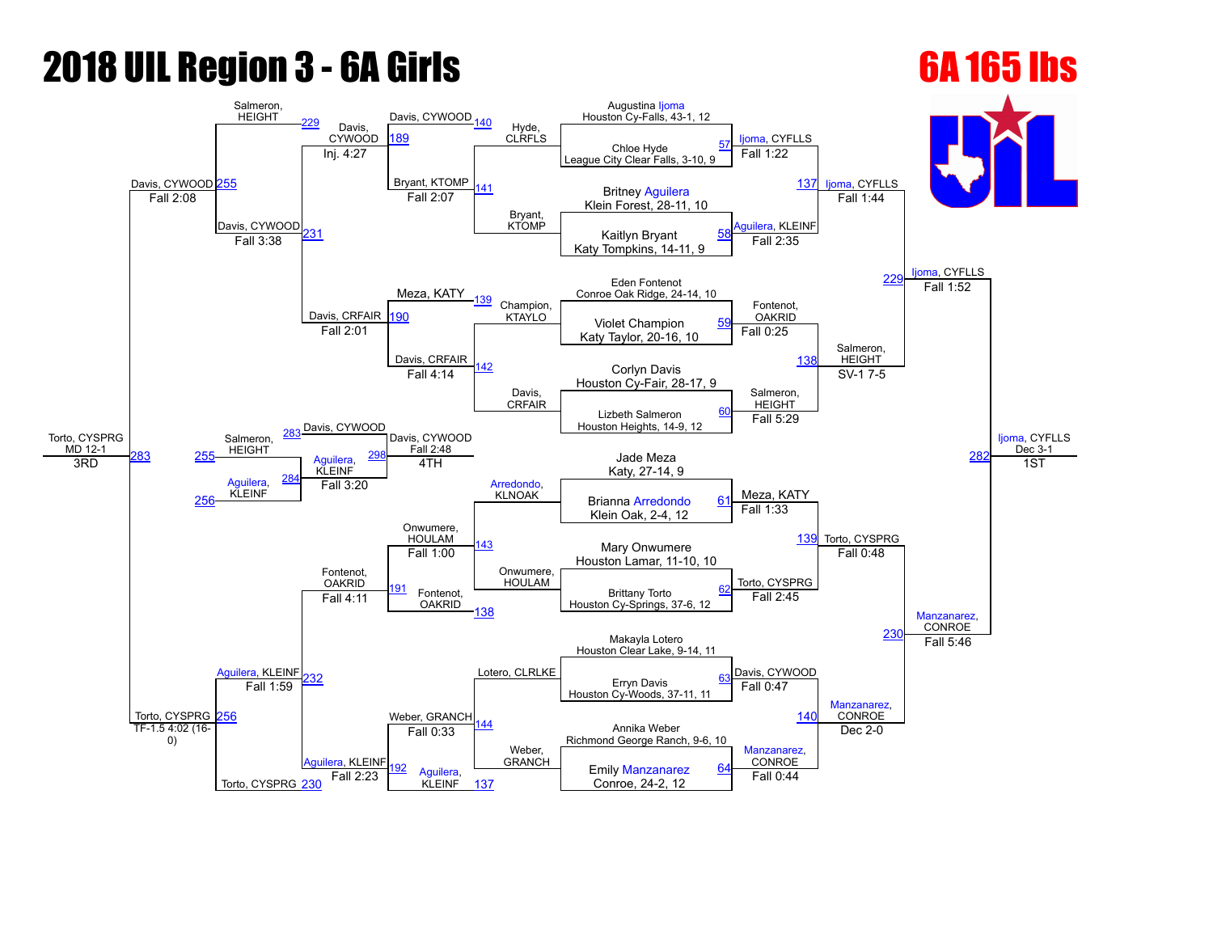# 2018 UIL Region 3 - 6A Girls

## 6A 165 lbs

### Championship Bracket

**First Round**

| Match | Wrestler 1 | Wrestler 2 | Winner | Result |
|---|---|---|---|---|
| 57 | Augustina Ijoma, Houston Cy-Falls, 43-1, 12 | Chloe Hyde, League City Clear Falls, 3-10, 9 | Ijoma, CYFLLS | Fall 1:22 |
| 58 | Britney Aguilera, Klein Forest, 28-11, 10 | Kaitlyn Bryant, Katy Tompkins, 14-11, 9 | Aguilera, KLEINF | Fall 2:35 |
| 59 | Eden Fontenot, Conroe Oak Ridge, 24-14, 10 | Violet Champion, Katy Taylor, 20-16, 10 | Fontenot, OAKRID | Fall 0:25 |
| 60 | Corlyn Davis, Houston Cy-Fair, 28-17, 9 | Lizbeth Salmeron, Houston Heights, 14-9, 12 | Salmeron, HEIGHT | Fall 5:29 |
| 61 | Jade Meza, Katy, 27-14, 9 | Brianna Arredondo, Klein Oak, 2-4, 12 | Meza, KATY | Fall 1:33 |
| 62 | Mary Onwumere, Houston Lamar, 11-10, 10 | Brittany Torto, Houston Cy-Springs, 37-6, 12 | Torto, CYSPRG | Fall 2:45 |
| 63 | Makayla Lotero, Houston Clear Lake, 9-14, 11 | Erryn Davis, Houston Cy-Woods, 37-11, 11 | Davis, CYWOOD | Fall 0:47 |
| 64 | Annika Weber, Richmond George Ranch, 9-6, 10 | Emily Manzanarez, Conroe, 24-2, 12 | Manzanarez, CONROE | Fall 0:44 |

**Quarterfinals**

| Match | Winner | Result |
|---|---|---|
| 137 | Ijoma, CYFLLS | Fall 1:44 |
| 138 | Salmeron, HEIGHT | SV-1 7-5 |
| 139 | Torto, CYSPRG | Fall 0:48 |
| 140 | Manzanarez, CONROE | Dec 2-0 |

**Semifinals**

| Match | Winner | Result |
|---|---|---|
| 229 | Ijoma, CYFLLS | Fall 1:52 |
| 230 | Manzanarez, CONROE | Fall 5:46 |

**Final**

| Match | Winner | Result | Place |
|---|---|---|---|
| 282 | Ijoma, CYFLLS | Dec 3-1 | 1ST |

### Consolation Bracket

| Match | Wrestlers | Winner | Result |
|---|---|---|---|
| 140 | Davis, CYWOOD vs. Hyde, CLRFLS | Davis, CYWOOD | |
| 141 | Bryant, KTOMP | Bryant, KTOMP | Fall 2:07 |
| 139 | Meza, KATY vs. Champion, KTAYLO | | |
| 142 | Davis, CRFAIR | Davis, CRFAIR | Fall 4:14 |
| 143 | Arredondo, KLNOAK vs. Onwumere, HOULAM | Onwumere, HOULAM | Fall 1:00 |
| 138 | Fontenot, OAKRID | | |
| 144 | Lotero, CLRLKE vs. Weber, GRANCH | Weber, GRANCH | Fall 0:33 |
| 137 | Aguilera, KLEINF | | |
| 189 | Davis, CYWOOD vs. Bryant, KTOMP | Davis, CYWOOD | Inj. 4:27 |
| 190 | Meza, KATY vs. Davis, CRFAIR | Davis, CRFAIR | Fall 2:01 |
| 191 | Onwumere, HOULAM vs. Fontenot, OAKRID | Fontenot, OAKRID | Fall 4:11 |
| 192 | Weber, GRANCH vs. Aguilera, KLEINF | Aguilera, KLEINF | Fall 2:23 |
| 229 | Salmeron, HEIGHT vs. Davis, CYWOOD | Davis, CYWOOD | |
| 231 | Davis, CYWOOD vs. Davis, CRFAIR | Davis, CYWOOD | Fall 3:38 |
| 232 | Fontenot, OAKRID vs. Aguilera, KLEINF | Aguilera, KLEINF | Fall 1:59 |
| 230 | Torto, CYSPRG | | |
| 255 | Davis, CYWOOD | Davis, CYWOOD | Fall 2:08 |
| 256 | Aguilera, KLEINF vs. Torto, CYSPRG | Torto, CYSPRG | TF-1.5 4:02 (16-0) |
| 283 | Davis, CYWOOD vs. Torto, CYSPRG | Torto, CYSPRG | MD 12-1 (3RD) |
| 284 | Salmeron, HEIGHT (255) vs. Aguilera, KLEINF (256) | Aguilera, KLEINF | Fall 3:20 |
| 298 | Davis, CYWOOD (283) vs. Aguilera, KLEINF (284) | Davis, CYWOOD | Fall 2:48 (4TH) |

### Final Placings

| Place | Wrestler |
|---|---|
| 1ST | Ijoma, CYFLLS |
| 3RD | Torto, CYSPRG |
| 4TH | Davis, CYWOOD |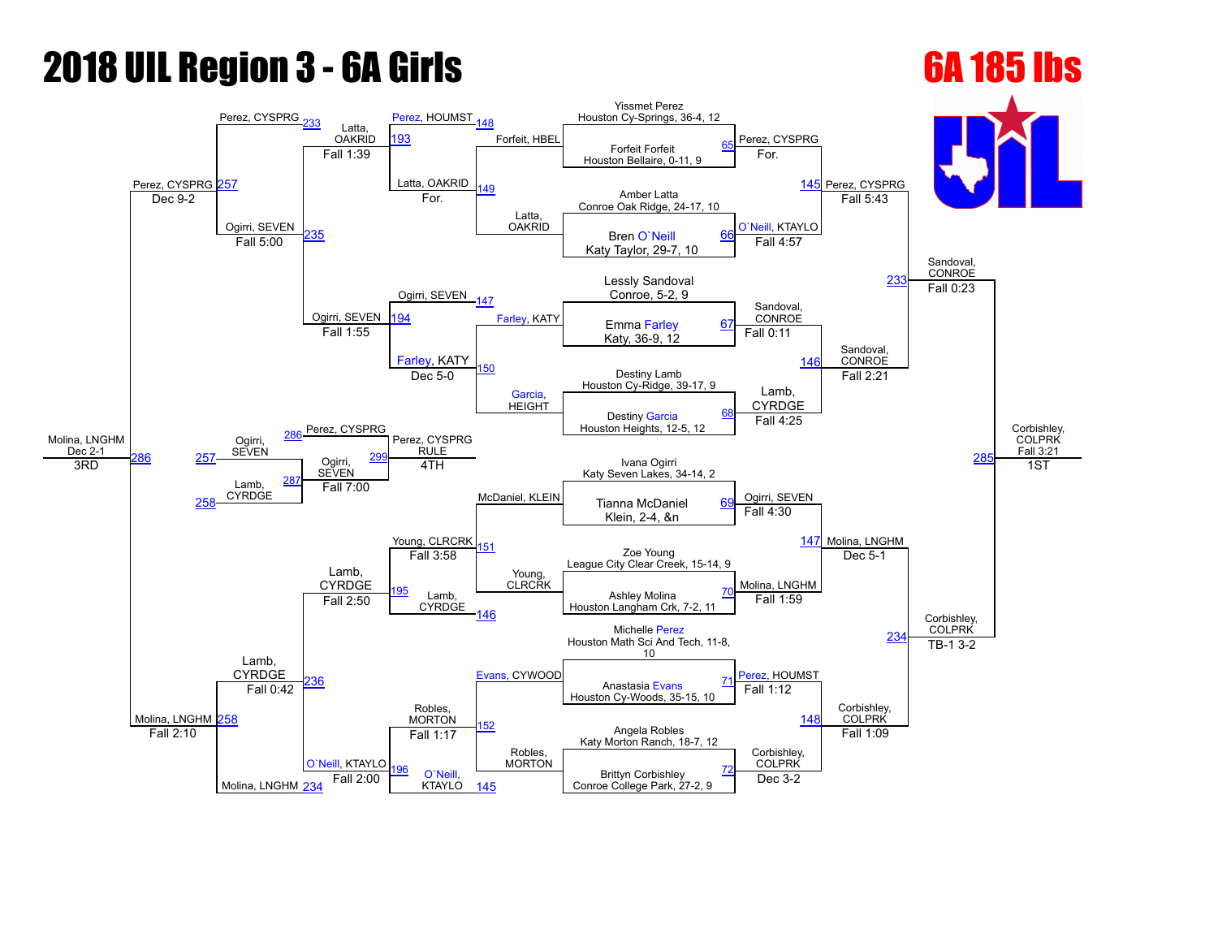# 2018 UIL Region 3 - 6A Girls

## 6A 185 lbs

### Championship Bracket

**First Round**

| Bout | Wrestler | Opponent | Winner | Result |
|---|---|---|---|---|
| 65 | Yissmet Perez, Houston Cy-Springs, 36-4, 12 | Forfeit Forfeit, Houston Bellaire, 0-11, 9 | Perez, CYSPRG | For. |
| 66 | Amber Latta, Conroe Oak Ridge, 24-17, 10 | Bren O`Neill, Katy Taylor, 29-7, 10 | O`Neill, KTAYLO | Fall 4:57 |
| 67 | Lessly Sandoval, Conroe, 5-2, 9 | Emma Farley, Katy, 36-9, 12 | Sandoval, CONROE | Fall 0:11 |
| 68 | Destiny Lamb, Houston Cy-Ridge, 39-17, 9 | Destiny Garcia, Houston Heights, 12-5, 12 | Lamb, CYRDGE | Fall 4:25 |
| 69 | Ivana Ogirri, Katy Seven Lakes, 34-14, 2 | Tianna McDaniel, Klein, 2-4, &n | Ogirri, SEVEN | Fall 4:30 |
| 70 | Zoe Young, League City Clear Creek, 15-14, 9 | Ashley Molina, Houston Langham Crk, 7-2, 11 | Molina, LNGHM | Fall 1:59 |
| 71 | Michelle Perez, Houston Math Sci And Tech, 11-8, 10 | Anastasia Evans, Houston Cy-Woods, 35-15, 10 | Perez, HOUMST | Fall 1:12 |
| 72 | Angela Robles, Katy Morton Ranch, 18-7, 12 | Brittyn Corbishley, Conroe College Park, 27-2, 9 | Corbishley, COLPRK | Dec 3-2 |

**Quarterfinals**

| Bout | Winner | Result |
|---|---|---|
| 145 | Perez, CYSPRG | Fall 5:43 |
| 146 | Sandoval, CONROE | Fall 2:21 |
| 147 | Molina, LNGHM | Dec 5-1 |
| 148 | Corbishley, COLPRK | Fall 1:09 |

**Semifinals**

| Bout | Winner | Result |
|---|---|---|
| 233 | Sandoval, CONROE | Fall 0:23 |
| 234 | Corbishley, COLPRK | TB-1 3-2 |

**Final**

| Bout | Winner | Result | Place |
|---|---|---|---|
| 285 | Corbishley, COLPRK | Fall 3:21 | 1ST |

### Consolation Bracket

**Consolation Round 1**

| Bout | Wrestlers | Winner | Result |
|---|---|---|---|
| 148 | Perez, HOUMST / Forfeit, HBEL | Forfeit, HBEL | |
| 149 | Latta, OAKRID / O`Neill (loser 66) | Latta, OAKRID | For. |
| 147 | Ogirri, SEVEN / Farley, KATY | Farley, KATY | |
| 150 | Farley, KATY / Garcia, HEIGHT | Garcia, HEIGHT | |
| 151 | McDaniel, KLEIN / Young, CLRCRK | Young, CLRCRK | Fall 3:58 |
| 146 | Lamb, CYRDGE / Young, CLRCRK | Lamb, CYRDGE | |
| 152 | Evans, CYWOOD / Robles, MORTON | Robles, MORTON | Fall 1:17 |
| 145 | O`Neill, KTAYLO / Robles, MORTON | O`Neill, KTAYLO | |

**Consolation Round 2**

| Bout | Winner | Result |
|---|---|---|
| 193 | Latta, OAKRID | Fall 1:39 |
| 194 | Ogirri, SEVEN | Fall 1:55 |
| 195 | Lamb, CYRDGE | Fall 2:50 |
| 196 | O`Neill, KTAYLO | Fall 2:00 |

**Consolation Semifinals**

| Bout | Wrestlers | Winner | Result |
|---|---|---|---|
| 235 | Perez, CYSPRG / Ogirri, SEVEN | Ogirri, SEVEN | Fall 5:00 |
| 236 | Lamb, CYRDGE / Molina, LNGHM | Lamb, CYRDGE | Fall 0:42 |

**Consolation Round (257/258)**

| Bout | Winner | Result |
|---|---|---|
| 257 | Perez, CYSPRG | Dec 9-2 |
| 258 | Molina, LNGHM | Fall 2:10 |

**3rd Place Match**

| Bout | Winner | Result | Place |
|---|---|---|---|
| 286 | Molina, LNGHM | Dec 2-1 | 3RD |

**5th Place Match**

| Bout | Wrestlers | Winner | Result |
|---|---|---|---|
| 287 | Ogirri, SEVEN (257) / Lamb, CYRDGE (258) | Ogirri, SEVEN | Fall 7:00 |

**4th Place**

| Bout | Wrestlers | Result | Place |
|---|---|---|---|
| 299 | Perez, CYSPRG (286) / Ogirri, SEVEN | Perez, CYSPRG RULE | 4TH |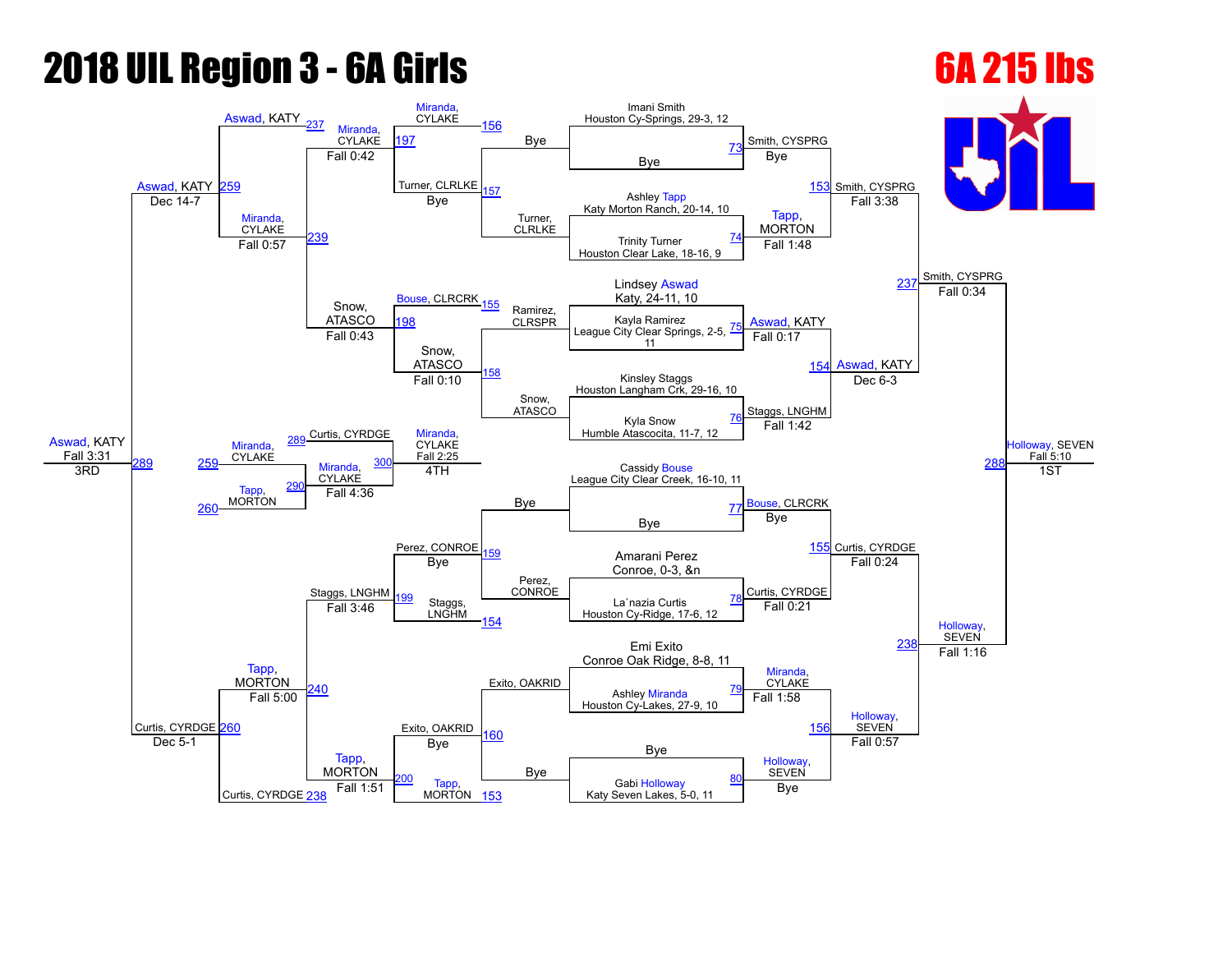# 2018 UIL Region 3 - 6A Girls

# 6A 215 lbs

Imani Smith
Houston Cy-Springs, 29-3, 12

Bye

73 Smith, CYSPRG
Bye

Ashley Tapp
Katy Morton Ranch, 20-14, 10

Trinity Turner
Houston Clear Lake, 18-16, 9

74 Tapp, MORTON
Fall 1:48

153 Smith, CYSPRG
Fall 3:38

Lindsey Aswad
Katy, 24-11, 10

Kayla Ramirez
League City Clear Springs, 2-5, 11

75 Aswad, KATY
Fall 0:17

Kinsley Staggs
Houston Langham Crk, 29-16, 10

Kyla Snow
Humble Atascocita, 11-7, 12

76 Staggs, LNGHM
Fall 1:42

154 Aswad, KATY
Dec 6-3

237 Smith, CYSPRG
Fall 0:34

Cassidy Bouse
League City Clear Creek, 16-10, 11

Bye

77 Bouse, CLRCRK
Bye

Amarani Perez
Conroe, 0-3, &n

La`nazia Curtis
Houston Cy-Ridge, 17-6, 12

78 Curtis, CYRDGE
Fall 0:21

155 Curtis, CYRDGE
Fall 0:24

Emi Exito
Conroe Oak Ridge, 8-8, 11

Ashley Miranda
Houston Cy-Lakes, 27-9, 10

79 Miranda, CYLAKE
Fall 1:58

Bye

Gabi Holloway
Katy Seven Lakes, 5-0, 11

80 Holloway, SEVEN
Bye

156 Holloway, SEVEN
Fall 0:57

238 Holloway, SEVEN
Fall 1:16

288 Holloway, SEVEN
Fall 5:10
1ST

Consolation bracket:

156 Miranda, CYLAKE
Bye

157 Turner, CLRLKE
Turner, CLRLKE
Bye

197 Miranda, CYLAKE
Fall 0:42

155 Bouse, CLRCRK
Ramirez, CLRSPR

158 Snow, ATASCO
Snow, ATASCO
Fall 0:10

198 Snow, ATASCO
Fall 0:43

237 Aswad, KATY

239 Miranda, CYLAKE
Fall 0:57

259 Aswad, KATY
Dec 14-7

159 Perez, CONROE
Bye

154 Staggs, LNGHM
Perez, CONROE

199 Staggs, LNGHM
Fall 3:46

Exito, OAKRID

160 Exito, OAKRID
Bye

153 Tapp, MORTON
Bye

200 Tapp, MORTON
Fall 1:51

238 Curtis, CYRDGE

240 Tapp, MORTON
Fall 5:00

260 Curtis, CYRDGE
Dec 5-1

259 Miranda, CYLAKE
260 Tapp, MORTON

289 Curtis, CYRDGE
290 Miranda, CYLAKE
Fall 4:36

300 Miranda, CYLAKE
Fall 2:25
4TH

289 Aswad, KATY
Fall 3:31
3RD